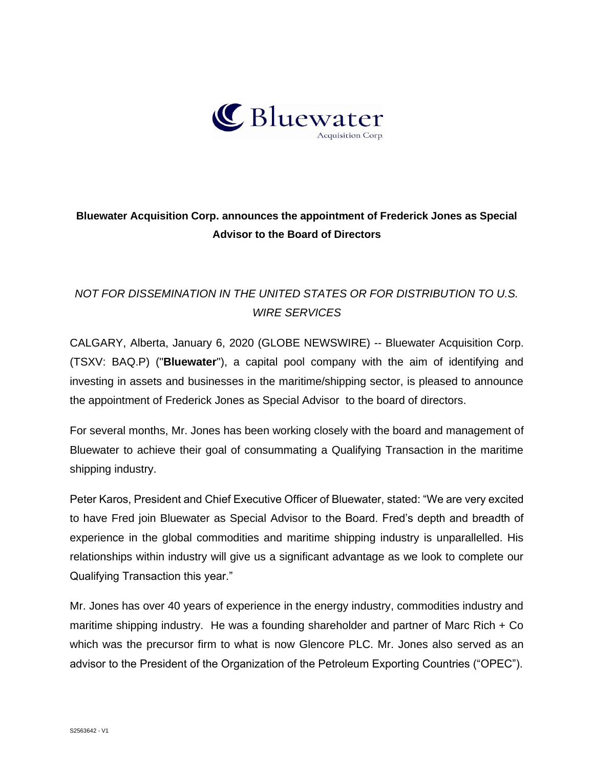**Bluewater Acquisition Corp. announces the appointment of Frederick Jones as Special Advisor to the Board of Directors**

*NOT FOR DISSEMINATION IN THE UNITED STATES OR FOR DISTRIBUTION TO U.S. WIRE SERVICES*

CALGARY, Alberta, January 6, 2020 (GLOBE NEWSWIRE) -- Bluewater Acquisition Corp. (TSXV: BAQ.P) ("**Bluewater**"), a capital pool company with the aim of identifying and investing in assets and businesses in the maritime/shipping sector, is pleased to announce the appointment of Frederick Jones as Special Advisor to the board of directors.

For several months, Mr. Jones has been working closely with the board and management of Bluewater to achieve their goal of consummating a Qualifying Transaction in the maritime shipping industry.

Peter Karos, President and Chief Executive Officer of Bluewater, stated: "We are very excited to have Fred join Bluewater as Special Advisor to the Board. Fred's depth and breadth of experience in the global commodities and maritime shipping industry is unparallelled. His relationships within industry will give us a significant advantage as we look to complete our Qualifying Transaction this year."

Mr. Jones has over 40 years of experience in the energy industry, commodities industry and maritime shipping industry. He was a founding shareholder and partner of Marc Rich + Co which was the precursor firm to what is now Glencore PLC. Mr. Jones also served as an advisor to the President of the Organization of the Petroleum Exporting Countries ("OPEC").

S2563642 - V1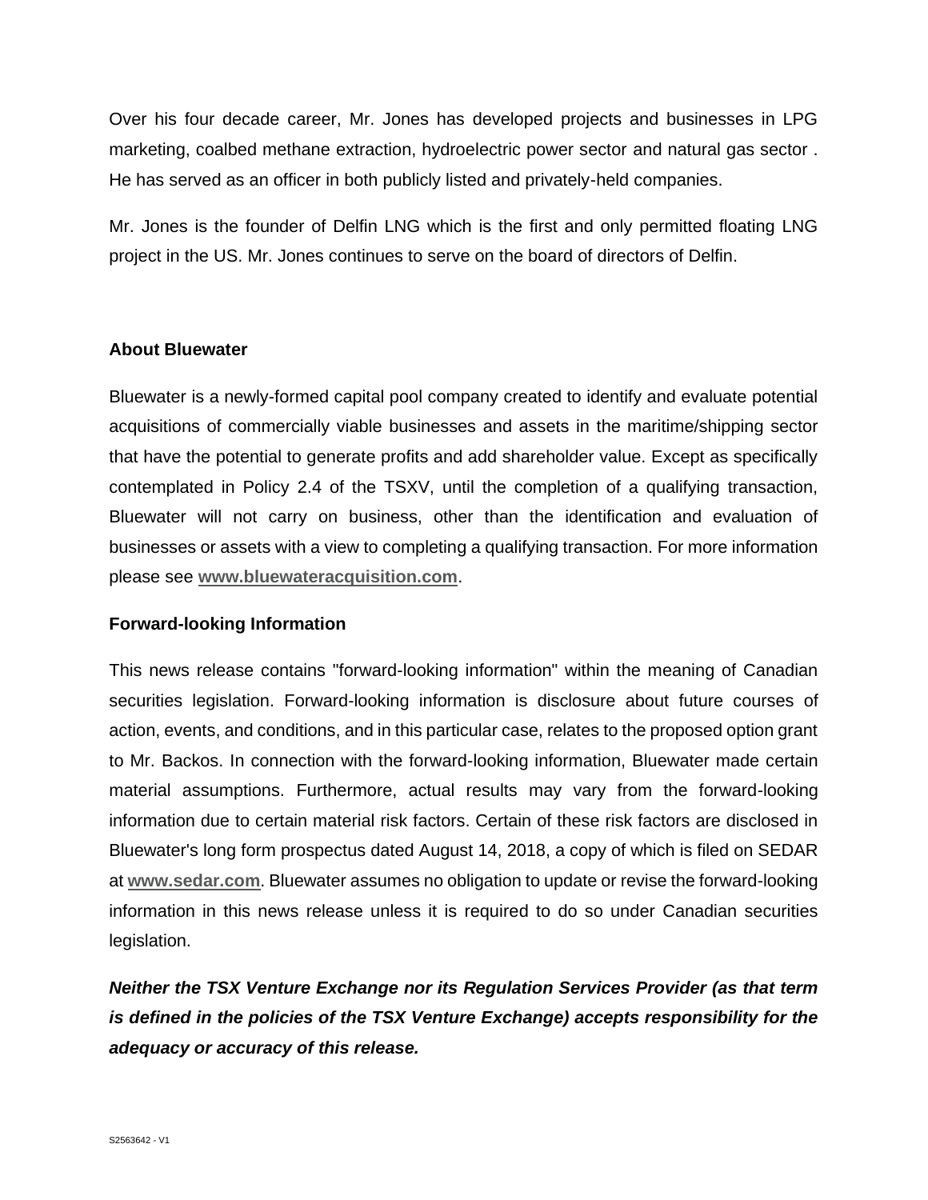Over his four decade career, Mr. Jones has developed projects and businesses in LPG marketing, coalbed methane extraction, hydroelectric power sector and natural gas sector . He has served as an officer in both publicly listed and privately-held companies.

Mr. Jones is the founder of Delfin LNG which is the first and only permitted floating LNG project in the US. Mr. Jones continues to serve on the board of directors of Delfin.

**About Bluewater**

Bluewater is a newly-formed capital pool company created to identify and evaluate potential acquisitions of commercially viable businesses and assets in the maritime/shipping sector that have the potential to generate profits and add shareholder value. Except as specifically contemplated in Policy 2.4 of the TSXV, until the completion of a qualifying transaction, Bluewater will not carry on business, other than the identification and evaluation of businesses or assets with a view to completing a qualifying transaction. For more information please see **www.bluewateracquisition.com**.

**Forward-looking Information**

This news release contains "forward-looking information" within the meaning of Canadian securities legislation. Forward-looking information is disclosure about future courses of action, events, and conditions, and in this particular case, relates to the proposed option grant to Mr. Backos. In connection with the forward-looking information, Bluewater made certain material assumptions. Furthermore, actual results may vary from the forward-looking information due to certain material risk factors. Certain of these risk factors are disclosed in Bluewater's long form prospectus dated August 14, 2018, a copy of which is filed on SEDAR at **www.sedar.com**. Bluewater assumes no obligation to update or revise the forward-looking information in this news release unless it is required to do so under Canadian securities legislation.

***Neither the TSX Venture Exchange nor its Regulation Services Provider (as that term is defined in the policies of the TSX Venture Exchange) accepts responsibility for the adequacy or accuracy of this release.***

S2563642 - V1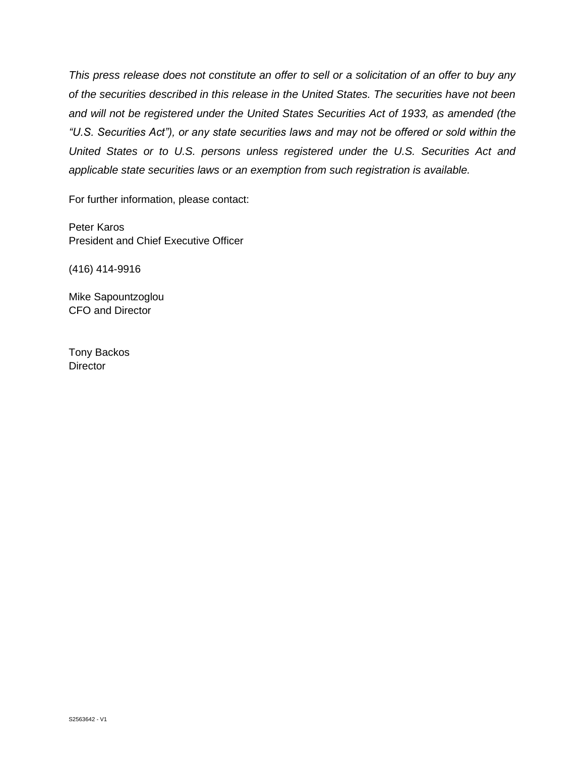*This press release does not constitute an offer to sell or a solicitation of an offer to buy any of the securities described in this release in the United States. The securities have not been and will not be registered under the United States Securities Act of 1933, as amended (the "U.S. Securities Act"), or any state securities laws and may not be offered or sold within the United States or to U.S. persons unless registered under the U.S. Securities Act and applicable state securities laws or an exemption from such registration is available.*

For further information, please contact:

Peter Karos  
President and Chief Executive Officer

(416) 414-9916

Mike Sapountzoglou  
CFO and Director

Tony Backos  
Director

S2563642 - V1